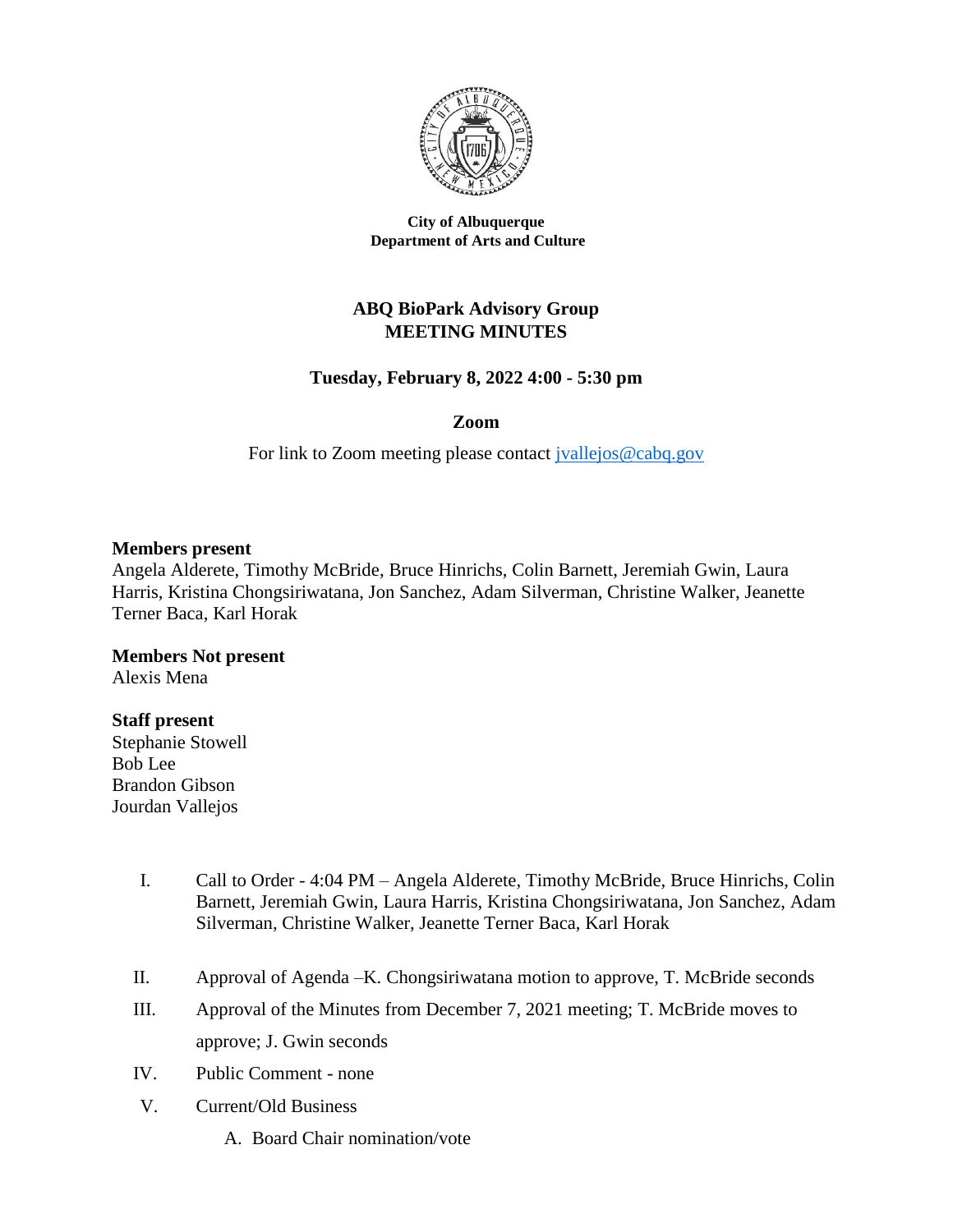**City of Albuquerque**
**Department of Arts and Culture**

# ABQ BioPark Advisory Group
# MEETING MINUTES

### Tuesday, February 8, 2022 4:00 - 5:30 pm

### Zoom

For link to Zoom meeting please contact jvallejos@cabq.gov

**Members present**
Angela Alderete, Timothy McBride, Bruce Hinrichs, Colin Barnett, Jeremiah Gwin, Laura Harris, Kristina Chongsiriwatana, Jon Sanchez, Adam Silverman, Christine Walker, Jeanette Terner Baca, Karl Horak

**Members Not present**
Alexis Mena

**Staff present**
Stephanie Stowell
Bob Lee
Brandon Gibson
Jourdan Vallejos

I. Call to Order - 4:04 PM – Angela Alderete, Timothy McBride, Bruce Hinrichs, Colin Barnett, Jeremiah Gwin, Laura Harris, Kristina Chongsiriwatana, Jon Sanchez, Adam Silverman, Christine Walker, Jeanette Terner Baca, Karl Horak

II. Approval of Agenda –K. Chongsiriwatana motion to approve, T. McBride seconds

III. Approval of the Minutes from December 7, 2021 meeting; T. McBride moves to approve; J. Gwin seconds

IV. Public Comment - none

V. Current/Old Business

   A. Board Chair nomination/vote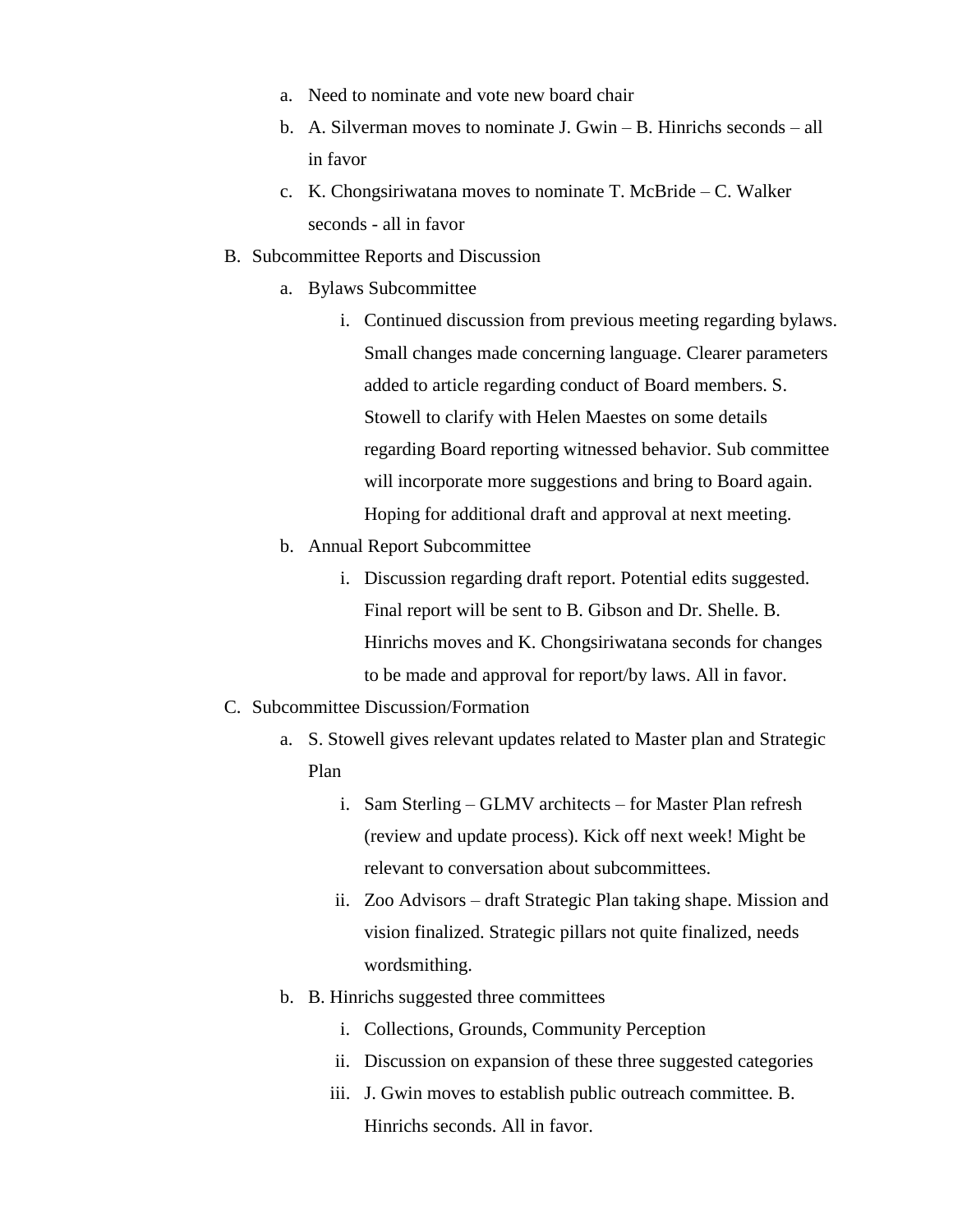a. Need to nominate and vote new board chair
   b. A. Silverman moves to nominate J. Gwin – B. Hinrichs seconds – all in favor
   c. K. Chongsiriwatana moves to nominate T. McBride – C. Walker seconds - all in favor

B. Subcommittee Reports and Discussion
   a. Bylaws Subcommittee
      i. Continued discussion from previous meeting regarding bylaws. Small changes made concerning language. Clearer parameters added to article regarding conduct of Board members. S. Stowell to clarify with Helen Maestes on some details regarding Board reporting witnessed behavior. Sub committee will incorporate more suggestions and bring to Board again. Hoping for additional draft and approval at next meeting.
   b. Annual Report Subcommittee
      i. Discussion regarding draft report. Potential edits suggested. Final report will be sent to B. Gibson and Dr. Shelle. B. Hinrichs moves and K. Chongsiriwatana seconds for changes to be made and approval for report/by laws. All in favor.

C. Subcommittee Discussion/Formation
   a. S. Stowell gives relevant updates related to Master plan and Strategic Plan
      i. Sam Sterling – GLMV architects – for Master Plan refresh (review and update process). Kick off next week! Might be relevant to conversation about subcommittees.
      ii. Zoo Advisors – draft Strategic Plan taking shape. Mission and vision finalized. Strategic pillars not quite finalized, needs wordsmithing.
   b. B. Hinrichs suggested three committees
      i. Collections, Grounds, Community Perception
      ii. Discussion on expansion of these three suggested categories
      iii. J. Gwin moves to establish public outreach committee. B. Hinrichs seconds. All in favor.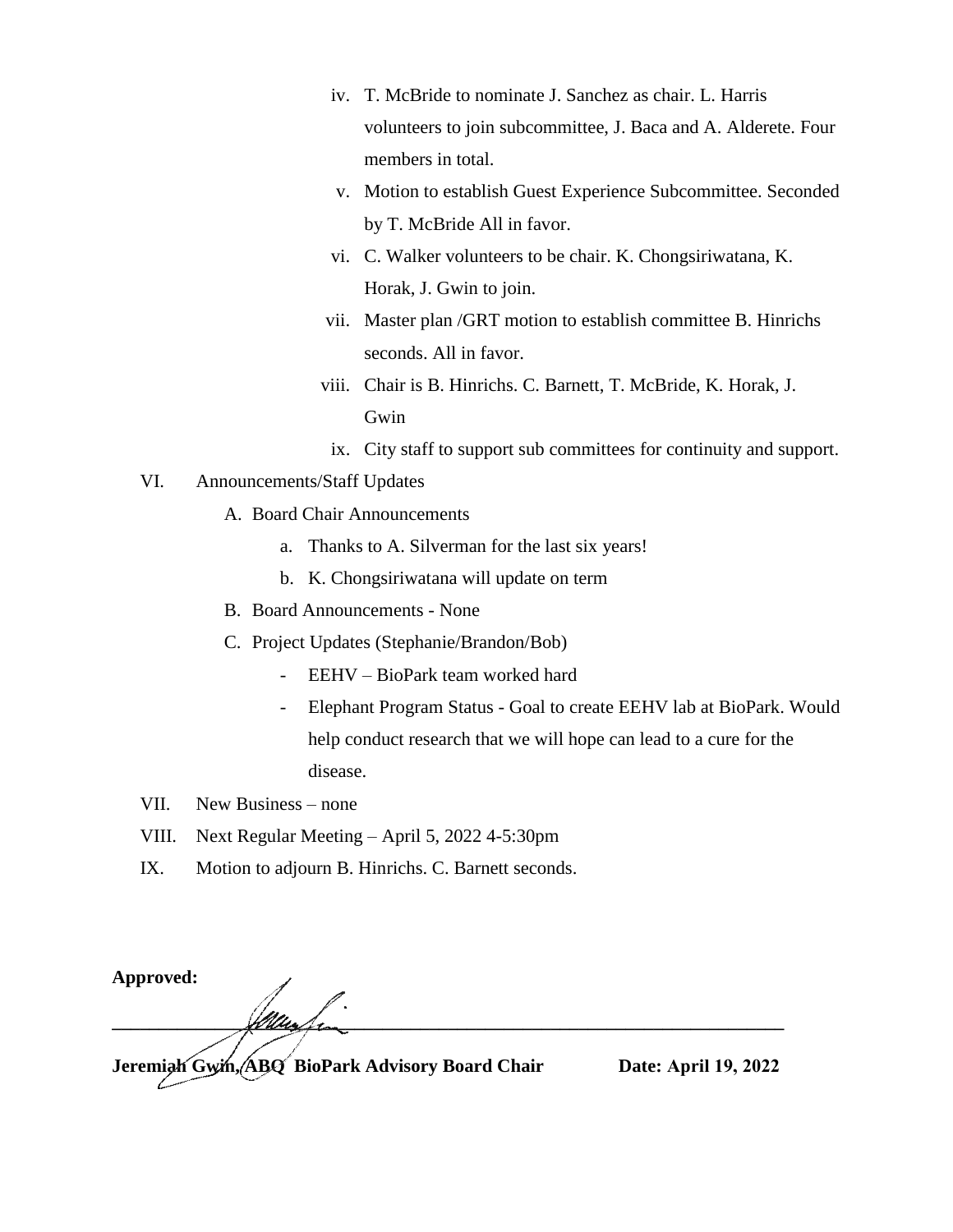iv. T. McBride to nominate J. Sanchez as chair. L. Harris volunteers to join subcommittee, J. Baca and A. Alderete. Four members in total.

v. Motion to establish Guest Experience Subcommittee. Seconded by T. McBride All in favor.

vi. C. Walker volunteers to be chair. K. Chongsiriwatana, K. Horak, J. Gwin to join.

vii. Master plan /GRT motion to establish committee B. Hinrichs seconds. All in favor.

viii. Chair is B. Hinrichs. C. Barnett, T. McBride, K. Horak, J. Gwin

ix. City staff to support sub committees for continuity and support.

VI. Announcements/Staff Updates

A. Board Chair Announcements

a. Thanks to A. Silverman for the last six years!

b. K. Chongsiriwatana will update on term

B. Board Announcements - None

C. Project Updates (Stephanie/Brandon/Bob)

- EEHV – BioPark team worked hard
- Elephant Program Status - Goal to create EEHV lab at BioPark. Would help conduct research that we will hope can lead to a cure for the disease.

VII. New Business – none

VIII. Next Regular Meeting – April 5, 2022 4-5:30pm

IX. Motion to adjourn B. Hinrichs. C. Barnett seconds.

**Approved:**

______________________________________________

**Jeremiah Gwin, ABQ BioPark Advisory Board Chair** **Date: April 19, 2022**